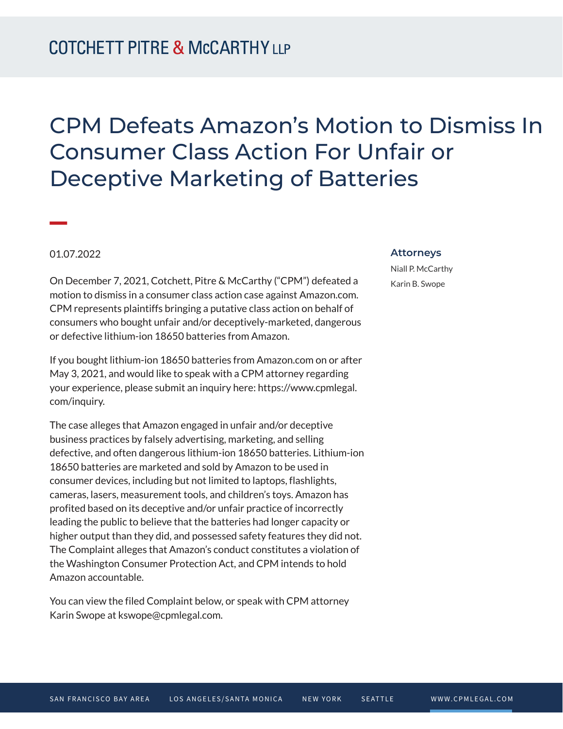COTCHETT PITRE & McCARTHY LLP

# CPM Defeats Amazon's Motion to Dismiss In Consumer Class Action For Unfair or Deceptive Marketing of Batteries

01.07.2022

**Attorneys**

Niall P. McCarthy

Karin B. Swope

On December 7, 2021, Cotchett, Pitre & McCarthy ("CPM") defeated a motion to dismiss in a consumer class action case against Amazon.com. CPM represents plaintiffs bringing a putative class action on behalf of consumers who bought unfair and/or deceptively-marketed, dangerous or defective lithium-ion 18650 batteries from Amazon.

If you bought lithium-ion 18650 batteries from Amazon.com on or after May 3, 2021, and would like to speak with a CPM attorney regarding your experience, please submit an inquiry here: https://www.cpmlegal.com/inquiry.

The case alleges that Amazon engaged in unfair and/or deceptive business practices by falsely advertising, marketing, and selling defective, and often dangerous lithium-ion 18650 batteries. Lithium-ion 18650 batteries are marketed and sold by Amazon to be used in consumer devices, including but not limited to laptops, flashlights, cameras, lasers, measurement tools, and children's toys. Amazon has profited based on its deceptive and/or unfair practice of incorrectly leading the public to believe that the batteries had longer capacity or higher output than they did, and possessed safety features they did not. The Complaint alleges that Amazon's conduct constitutes a violation of the Washington Consumer Protection Act, and CPM intends to hold Amazon accountable.

You can view the filed Complaint below, or speak with CPM attorney Karin Swope at kswope@cpmlegal.com.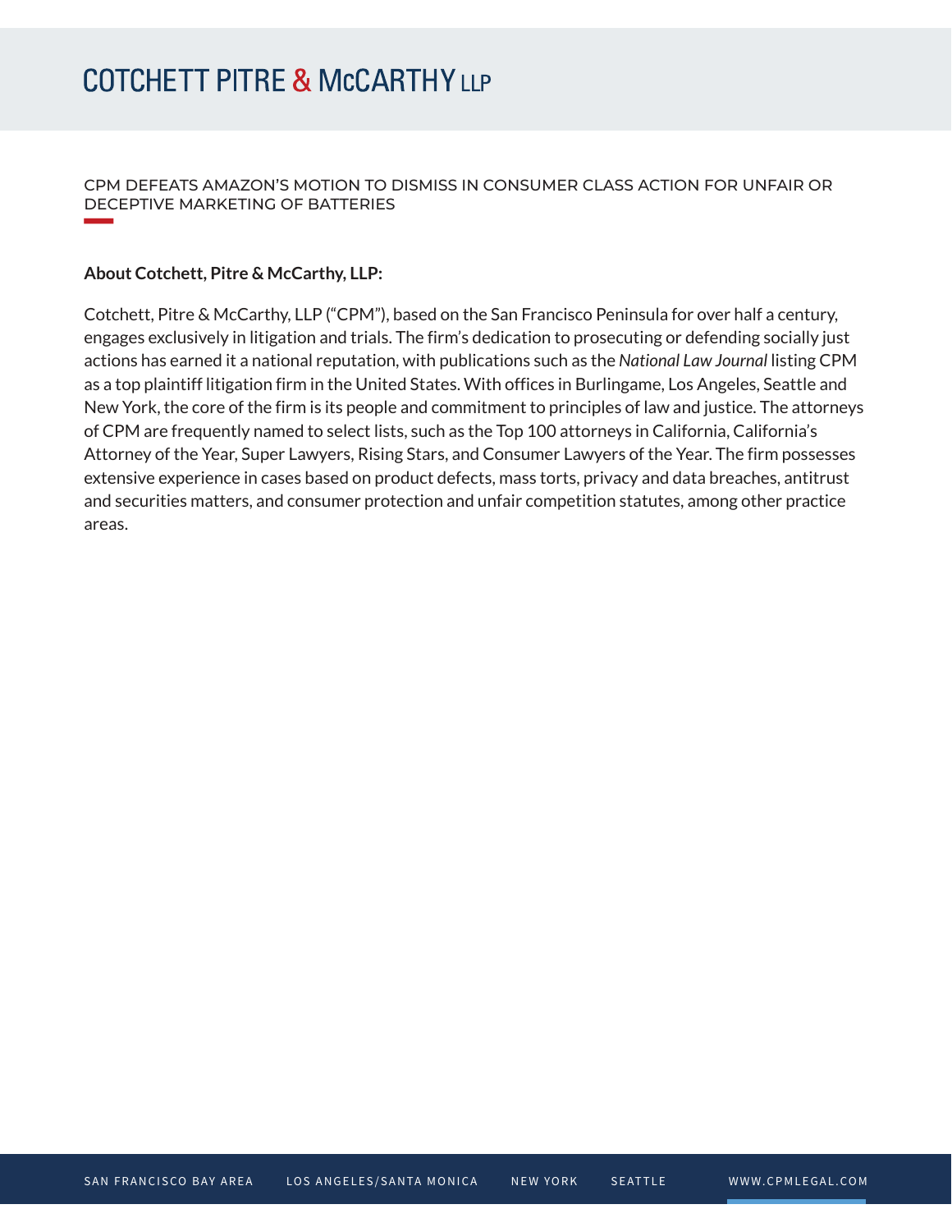**About Cotchett, Pitre & McCarthy, LLP:**

Cotchett, Pitre & McCarthy, LLP ("CPM"), based on the San Francisco Peninsula for over half a century, engages exclusively in litigation and trials. The firm's dedication to prosecuting or defending socially just actions has earned it a national reputation, with publications such as the *National Law Journal* listing CPM as a top plaintiff litigation firm in the United States. With offices in Burlingame, Los Angeles, Seattle and New York, the core of the firm is its people and commitment to principles of law and justice. The attorneys of CPM are frequently named to select lists, such as the Top 100 attorneys in California, California's Attorney of the Year, Super Lawyers, Rising Stars, and Consumer Lawyers of the Year. The firm possesses extensive experience in cases based on product defects, mass torts, privacy and data breaches, antitrust and securities matters, and consumer protection and unfair competition statutes, among other practice areas.